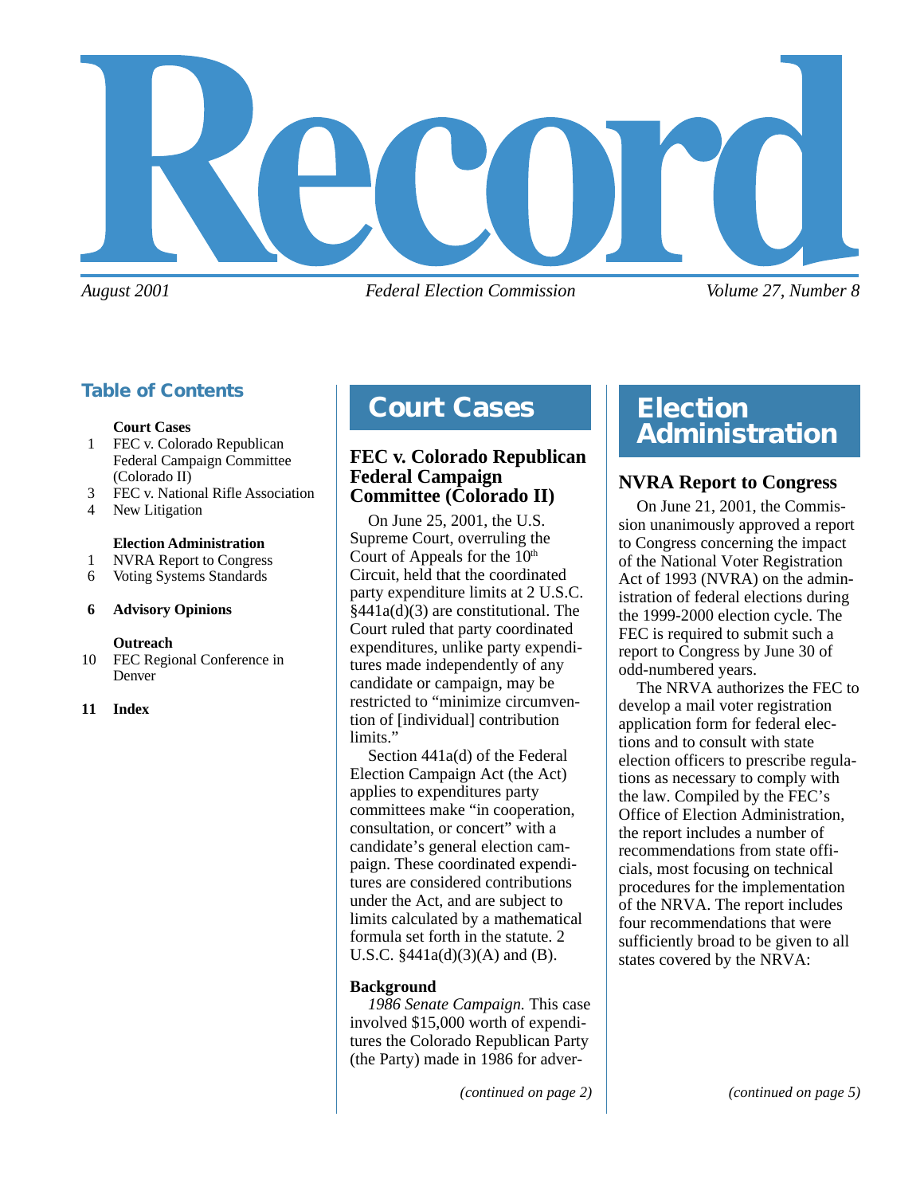# Record

*August 2001* *Federal Election Commission* *Volume 27, Number 8*

## Table of Contents

**Court Cases**

1 FEC v. Colorado Republican Federal Campaign Committee (Colorado II)
3 FEC v. National Rifle Association
4 New Litigation

**Election Administration**

1 NVRA Report to Congress
6 Voting Systems Standards

**6 Advisory Opinions**

**Outreach**

10 FEC Regional Conference in Denver

**11 Index**

## Court Cases

### FEC v. Colorado Republican Federal Campaign Committee (Colorado II)

On June 25, 2001, the U.S. Supreme Court, overruling the Court of Appeals for the 10th Circuit, held that the coordinated party expenditure limits at 2 U.S.C. §441a(d)(3) are constitutional. The Court ruled that party coordinated expenditures, unlike party expenditures made independently of any candidate or campaign, may be restricted to "minimize circumvention of [individual] contribution limits."

Section 441a(d) of the Federal Election Campaign Act (the Act) applies to expenditures party committees make "in cooperation, consultation, or concert" with a candidate's general election campaign. These coordinated expenditures are considered contributions under the Act, and are subject to limits calculated by a mathematical formula set forth in the statute. 2 U.S.C. §441a(d)(3)(A) and (B).

**Background**

*1986 Senate Campaign.* This case involved $15,000 worth of expenditures the Colorado Republican Party (the Party) made in 1986 for adver-

*(continued on page 2)*

## Election Administration

### NVRA Report to Congress

On June 21, 2001, the Commission unanimously approved a report to Congress concerning the impact of the National Voter Registration Act of 1993 (NVRA) on the administration of federal elections during the 1999-2000 election cycle. The FEC is required to submit such a report to Congress by June 30 of odd-numbered years.

The NRVA authorizes the FEC to develop a mail voter registration application form for federal elections and to consult with state election officers to prescribe regulations as necessary to comply with the law. Compiled by the FEC's Office of Election Administration, the report includes a number of recommendations from state officials, most focusing on technical procedures for the implementation of the NRVA. The report includes four recommendations that were sufficiently broad to be given to all states covered by the NRVA:

*(continued on page 5)*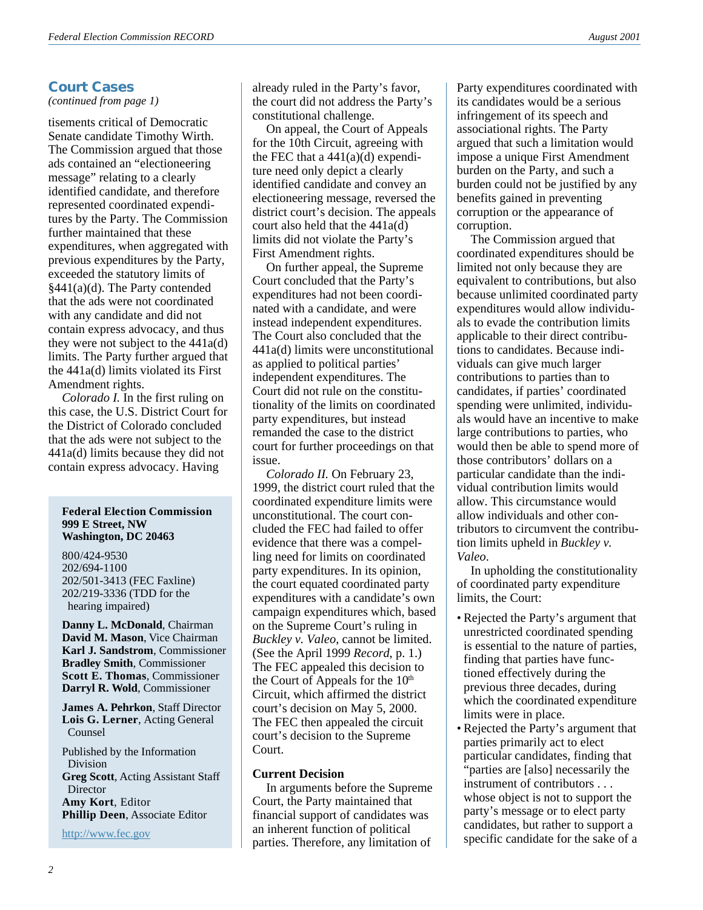## Court Cases

*(continued from page 1)*

tisements critical of Democratic Senate candidate Timothy Wirth. The Commission argued that those ads contained an "electioneering message" relating to a clearly identified candidate, and therefore represented coordinated expenditures by the Party. The Commission further maintained that these expenditures, when aggregated with previous expenditures by the Party, exceeded the statutory limits of §441(a)(d). The Party contended that the ads were not coordinated with any candidate and did not contain express advocacy, and thus they were not subject to the 441a(d) limits. The Party further argued that the 441a(d) limits violated its First Amendment rights.

*Colorado I.* In the first ruling on this case, the U.S. District Court for the District of Colorado concluded that the ads were not subject to the 441a(d) limits because they did not contain express advocacy. Having already ruled in the Party's favor, the court did not address the Party's constitutional challenge.

On appeal, the Court of Appeals for the 10th Circuit, agreeing with the FEC that a 441(a)(d) expenditure need only depict a clearly identified candidate and convey an electioneering message, reversed the district court's decision. The appeals court also held that the 441a(d) limits did not violate the Party's First Amendment rights.

On further appeal, the Supreme Court concluded that the Party's expenditures had not been coordinated with a candidate, and were instead independent expenditures. The Court also concluded that the 441a(d) limits were unconstitutional as applied to political parties' independent expenditures. The Court did not rule on the constitutionality of the limits on coordinated party expenditures, but instead remanded the case to the district court for further proceedings on that issue.

*Colorado II.* On February 23, 1999, the district court ruled that the coordinated expenditure limits were unconstitutional. The court concluded the FEC had failed to offer evidence that there was a compelling need for limits on coordinated party expenditures. In its opinion, the court equated coordinated party expenditures with a candidate's own campaign expenditures which, based on the Supreme Court's ruling in *Buckley v. Valeo*, cannot be limited. (See the April 1999 *Record*, p. 1.) The FEC appealed this decision to the Court of Appeals for the 10th Circuit, which affirmed the district court's decision on May 5, 2000. The FEC then appealed the circuit court's decision to the Supreme Court.

### Current Decision

In arguments before the Supreme Court, the Party maintained that financial support of candidates was an inherent function of political parties. Therefore, any limitation of Party expenditures coordinated with its candidates would be a serious infringement of its speech and associational rights. The Party argued that such a limitation would impose a unique First Amendment burden on the Party, and such a burden could not be justified by any benefits gained in preventing corruption or the appearance of corruption.

The Commission argued that coordinated expenditures should be limited not only because they are equivalent to contributions, but also because unlimited coordinated party expenditures would allow individuals to evade the contribution limits applicable to their direct contributions to candidates. Because individuals can give much larger contributions to parties than to candidates, if parties' coordinated spending were unlimited, individuals would have an incentive to make large contributions to parties, who would then be able to spend more of those contributors' dollars on a particular candidate than the individual contribution limits would allow. This circumstance would allow individuals and other contributors to circumvent the contribution limits upheld in *Buckley v. Valeo*.

In upholding the constitutionality of coordinated party expenditure limits, the Court:

- Rejected the Party's argument that unrestricted coordinated spending is essential to the nature of parties, finding that parties have functioned effectively during the previous three decades, during which the coordinated expenditure limits were in place.
- Rejected the Party's argument that parties primarily act to elect particular candidates, finding that "parties are [also] necessarily the instrument of contributors . . . whose object is not to support the party's message or to elect party candidates, but rather to support a specific candidate for the sake of a

---

**Federal Election Commission**
**999 E Street, NW**
**Washington, DC 20463**

800/424-9530
202/694-1100
202/501-3413 (FEC Faxline)
202/219-3336 (TDD for the hearing impaired)

**Danny L. McDonald**, Chairman
**David M. Mason**, Vice Chairman
**Karl J. Sandstrom**, Commissioner
**Bradley Smith**, Commissioner
**Scott E. Thomas**, Commissioner
**Darryl R. Wold**, Commissioner

**James A. Pehrkon**, Staff Director
**Lois G. Lerner**, Acting General Counsel

Published by the Information Division
**Greg Scott**, Acting Assistant Staff Director
**Amy Kort**, Editor
**Phillip Deen**, Associate Editor

http://www.fec.gov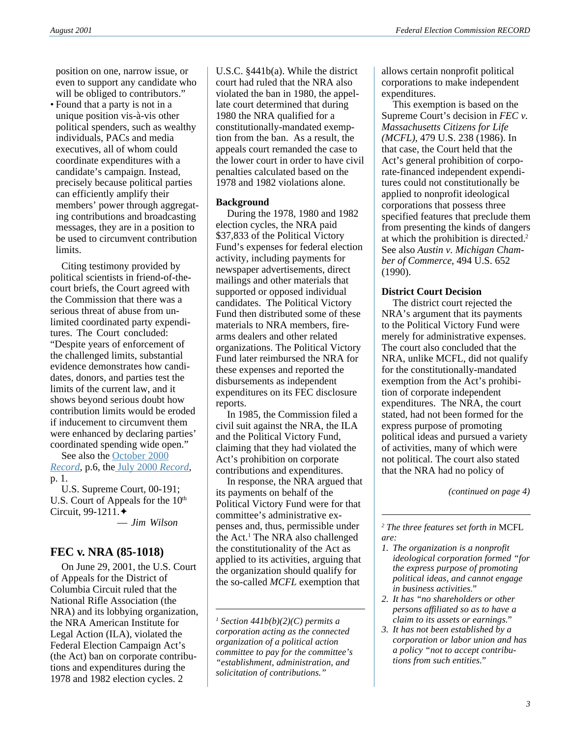position on one, narrow issue, or even to support any candidate who will be obliged to contributors."

- Found that a party is not in a unique position vis-à-vis other political spenders, such as wealthy individuals, PACs and media executives, all of whom could coordinate expenditures with a candidate's campaign. Instead, precisely because political parties can efficiently amplify their members' power through aggregating contributions and broadcasting messages, they are in a position to be used to circumvent contribution limits.

Citing testimony provided by political scientists in friend-of-the-court briefs, the Court agreed with the Commission that there was a serious threat of abuse from unlimited coordinated party expenditures. The Court concluded: "Despite years of enforcement of the challenged limits, substantial evidence demonstrates how candidates, donors, and parties test the limits of the current law, and it shows beyond serious doubt how contribution limits would be eroded if inducement to circumvent them were enhanced by declaring parties' coordinated spending wide open."

See also the October 2000 *Record*, p.6, the July 2000 *Record*, p. 1.

U.S. Supreme Court, 00-191; U.S. Court of Appeals for the 10th Circuit, 99-1211.✦

— *Jim Wilson*

## FEC v. NRA (85-1018)

On June 29, 2001, the U.S. Court of Appeals for the District of Columbia Circuit ruled that the National Rifle Association (the NRA) and its lobbying organization, the NRA American Institute for Legal Action (ILA), violated the Federal Election Campaign Act's (the Act) ban on corporate contributions and expenditures during the 1978 and 1982 election cycles. 2 U.S.C. §441b(a). While the district court had ruled that the NRA also violated the ban in 1980, the appellate court determined that during 1980 the NRA qualified for a constitutionally-mandated exemption from the ban. As a result, the appeals court remanded the case to the lower court in order to have civil penalties calculated based on the 1978 and 1982 violations alone.

**Background**

During the 1978, 1980 and 1982 election cycles, the NRA paid $37,833 of the Political Victory Fund's expenses for federal election activity, including payments for newspaper advertisements, direct mailings and other materials that supported or opposed individual candidates. The Political Victory Fund then distributed some of these materials to NRA members, firearms dealers and other related organizations. The Political Victory Fund later reimbursed the NRA for these expenses and reported the disbursements as independent expenditures on its FEC disclosure reports.

In 1985, the Commission filed a civil suit against the NRA, the ILA and the Political Victory Fund, claiming that they had violated the Act's prohibition on corporate contributions and expenditures.

In response, the NRA argued that its payments on behalf of the Political Victory Fund were for that committee's administrative expenses and, thus, permissible under the Act.[1] The NRA also challenged the constitutionality of the Act as applied to its activities, arguing that the organization should qualify for the so-called *MCFL* exemption that allows certain nonprofit political corporations to make independent expenditures.

This exemption is based on the Supreme Court's decision in *FEC v. Massachusetts Citizens for Life (MCFL)*, 479 U.S. 238 (1986). In that case, the Court held that the Act's general prohibition of corporate-financed independent expenditures could not constitutionally be applied to nonprofit ideological corporations that possess three specified features that preclude them from presenting the kinds of dangers at which the prohibition is directed.[2] See also *Austin v. Michigan Chamber of Commerce*, 494 U.S. 652 (1990).

**District Court Decision**

The district court rejected the NRA's argument that its payments to the Political Victory Fund were merely for administrative expenses. The court also concluded that the NRA, unlike MCFL, did not qualify for the constitutionally-mandated exemption from the Act's prohibition of corporate independent expenditures. The NRA, the court stated, had not been formed for the express purpose of promoting political ideas and pursued a variety of activities, many of which were not political. The court also stated that the NRA had no policy of

*(continued on page 4)*

---

[1] *Section 441b(b)(2)(C) permits a corporation acting as the connected organization of a political action committee to pay for the committee's "establishment, administration, and solicitation of contributions."*

[2] *The three features set forth in* MCFL *are:*

1. *The organization is a nonprofit ideological corporation formed "for the express purpose of promoting political ideas, and cannot engage in business activities."*
2. *It has "no shareholders or other persons affiliated so as to have a claim to its assets or earnings."*
3. *It has not been established by a corporation or labor union and has a policy "not to accept contributions from such entities."*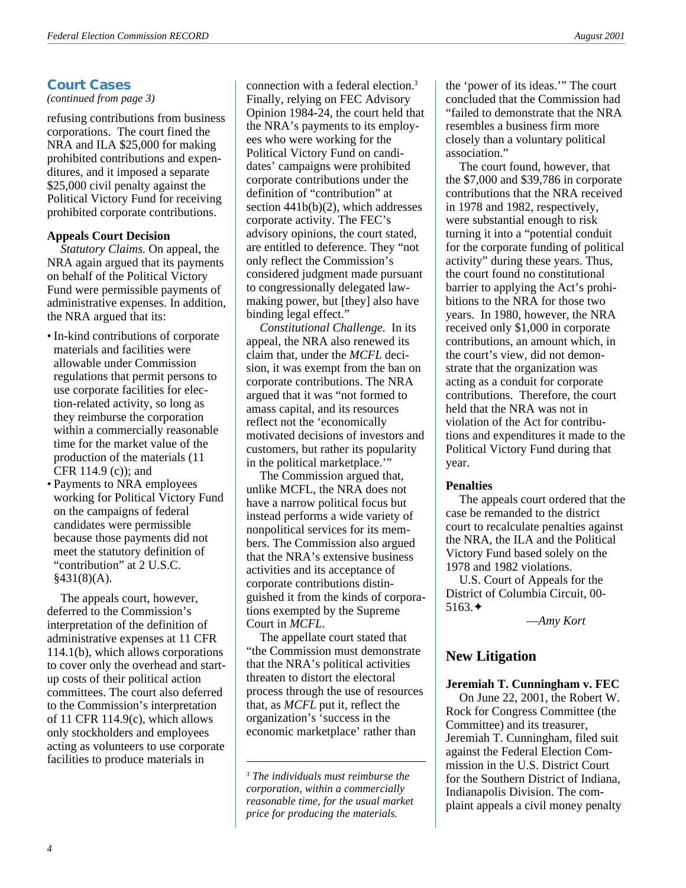## Court Cases

*(continued from page 3)*

refusing contributions from business corporations. The court fined the NRA and ILA $25,000 for making prohibited contributions and expenditures, and it imposed a separate $25,000 civil penalty against the Political Victory Fund for receiving prohibited corporate contributions.

### Appeals Court Decision

*Statutory Claims.* On appeal, the NRA again argued that its payments on behalf of the Political Victory Fund were permissible payments of administrative expenses. In addition, the NRA argued that its:

- In-kind contributions of corporate materials and facilities were allowable under Commission regulations that permit persons to use corporate facilities for election-related activity, so long as they reimburse the corporation within a commercially reasonable time for the market value of the production of the materials (11 CFR 114.9 (c)); and
- Payments to NRA employees working for Political Victory Fund on the campaigns of federal candidates were permissible because those payments did not meet the statutory definition of "contribution" at 2 U.S.C. §431(8)(A).

The appeals court, however, deferred to the Commission's interpretation of the definition of administrative expenses at 11 CFR 114.1(b), which allows corporations to cover only the overhead and start-up costs of their political action committees. The court also deferred to the Commission's interpretation of 11 CFR 114.9(c), which allows only stockholders and employees acting as volunteers to use corporate facilities to produce materials in connection with a federal election.[3] Finally, relying on FEC Advisory Opinion 1984-24, the court held that the NRA's payments to its employees who were working for the Political Victory Fund on candidates' campaigns were prohibited corporate contributions under the definition of "contribution" at section 441b(b)(2), which addresses corporate activity. The FEC's advisory opinions, the court stated, are entitled to deference. They "not only reflect the Commission's considered judgment made pursuant to congressionally delegated lawmaking power, but [they] also have binding legal effect."

*Constitutional Challenge.* In its appeal, the NRA also renewed its claim that, under the *MCFL* decision, it was exempt from the ban on corporate contributions. The NRA argued that it was "not formed to amass capital, and its resources reflect not the 'economically motivated decisions of investors and customers, but rather its popularity in the political marketplace.'"

The Commission argued that, unlike MCFL, the NRA does not have a narrow political focus but instead performs a wide variety of nonpolitical services for its members. The Commission also argued that the NRA's extensive business activities and its acceptance of corporate contributions distinguished it from the kinds of corporations exempted by the Supreme Court in *MCFL*.

The appellate court stated that "the Commission must demonstrate that the NRA's political activities threaten to distort the electoral process through the use of resources that, as *MCFL* put it, reflect the organization's 'success in the economic marketplace' rather than the 'power of its ideas.'" The court concluded that the Commission had "failed to demonstrate that the NRA resembles a business firm more closely than a voluntary political association."

The court found, however, that the $7,000 and $39,786 in corporate contributions that the NRA received in 1978 and 1982, respectively, were substantial enough to risk turning it into a "potential conduit for the corporate funding of political activity" during these years. Thus, the court found no constitutional barrier to applying the Act's prohibitions to the NRA for those two years. In 1980, however, the NRA received only $1,000 in corporate contributions, an amount which, in the court's view, did not demonstrate that the organization was acting as a conduit for corporate contributions. Therefore, the court held that the NRA was not in violation of the Act for contributions and expenditures it made to the Political Victory Fund during that year.

### Penalties

The appeals court ordered that the case be remanded to the district court to recalculate penalties against the NRA, the ILA and the Political Victory Fund based solely on the 1978 and 1982 violations.

U.S. Court of Appeals for the District of Columbia Circuit, 00-5163.✦

—*Amy Kort*

## New Litigation

### Jeremiah T. Cunningham v. FEC

On June 22, 2001, the Robert W. Rock for Congress Committee (the Committee) and its treasurer, Jeremiah T. Cunningham, filed suit against the Federal Election Commission in the U.S. District Court for the Southern District of Indiana, Indianapolis Division. The complaint appeals a civil money penalty

---

[3] *The individuals must reimburse the corporation, within a commercially reasonable time, for the usual market price for producing the materials.*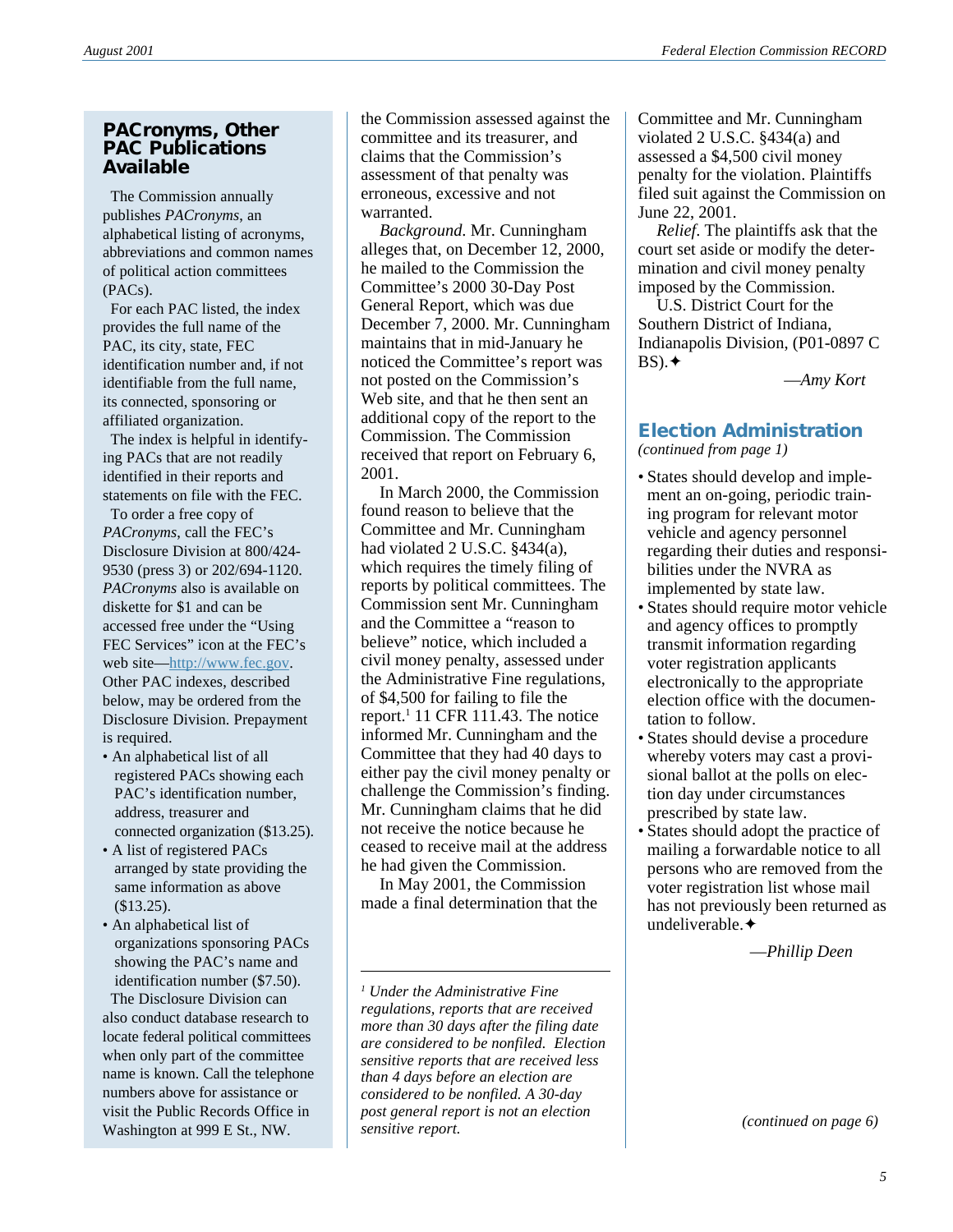## PACronyms, Other PAC Publications Available

The Commission annually publishes *PACronyms*, an alphabetical listing of acronyms, abbreviations and common names of political action committees (PACs).

For each PAC listed, the index provides the full name of the PAC, its city, state, FEC identification number and, if not identifiable from the full name, its connected, sponsoring or affiliated organization.

The index is helpful in identifying PACs that are not readily identified in their reports and statements on file with the FEC.

To order a free copy of *PACronyms*, call the FEC's Disclosure Division at 800/424-9530 (press 3) or 202/694-1120. *PACronyms* also is available on diskette for $1 and can be accessed free under the "Using FEC Services" icon at the FEC's web site—http://www.fec.gov. Other PAC indexes, described below, may be ordered from the Disclosure Division. Prepayment is required.

- An alphabetical list of all registered PACs showing each PAC's identification number, address, treasurer and connected organization ($13.25).
- A list of registered PACs arranged by state providing the same information as above ($13.25).
- An alphabetical list of organizations sponsoring PACs showing the PAC's name and identification number ($7.50).

The Disclosure Division can also conduct database research to locate federal political committees when only part of the committee name is known. Call the telephone numbers above for assistance or visit the Public Records Office in Washington at 999 E St., NW.

---

the Commission assessed against the committee and its treasurer, and claims that the Commission's assessment of that penalty was erroneous, excessive and not warranted.

*Background*. Mr. Cunningham alleges that, on December 12, 2000, he mailed to the Commission the Committee's 2000 30-Day Post General Report, which was due December 7, 2000. Mr. Cunningham maintains that in mid-January he noticed the Committee's report was not posted on the Commission's Web site, and that he then sent an additional copy of the report to the Commission. The Commission received that report on February 6, 2001.

In March 2000, the Commission found reason to believe that the Committee and Mr. Cunningham had violated 2 U.S.C. §434(a), which requires the timely filing of reports by political committees. The Commission sent Mr. Cunningham and the Committee a "reason to believe" notice, which included a civil money penalty, assessed under the Administrative Fine regulations, of $4,500 for failing to file the report.[1] 11 CFR 111.43. The notice informed Mr. Cunningham and the Committee that they had 40 days to either pay the civil money penalty or challenge the Commission's finding. Mr. Cunningham claims that he did not receive the notice because he ceased to receive mail at the address he had given the Commission.

In May 2001, the Commission made a final determination that the Committee and Mr. Cunningham violated 2 U.S.C. §434(a) and assessed a $4,500 civil money penalty for the violation. Plaintiffs filed suit against the Commission on June 22, 2001.

*Relief*. The plaintiffs ask that the court set aside or modify the determination and civil money penalty imposed by the Commission.

U.S. District Court for the Southern District of Indiana, Indianapolis Division, (P01-0897 C BS).✦

—*Amy Kort*

[1] *Under the Administrative Fine regulations, reports that are received more than 30 days after the filing date are considered to be nonfiled. Election sensitive reports that are received less than 4 days before an election are considered to be nonfiled. A 30-day post general report is not an election sensitive report.*

## Election Administration

*(continued from page 1)*

- States should develop and implement an on-going, periodic training program for relevant motor vehicle and agency personnel regarding their duties and responsibilities under the NVRA as implemented by state law.
- States should require motor vehicle and agency offices to promptly transmit information regarding voter registration applicants electronically to the appropriate election office with the documentation to follow.
- States should devise a procedure whereby voters may cast a provisional ballot at the polls on election day under circumstances prescribed by state law.
- States should adopt the practice of mailing a forwardable notice to all persons who are removed from the voter registration list whose mail has not previously been returned as undeliverable.✦

—*Phillip Deen*

*(continued on page 6)*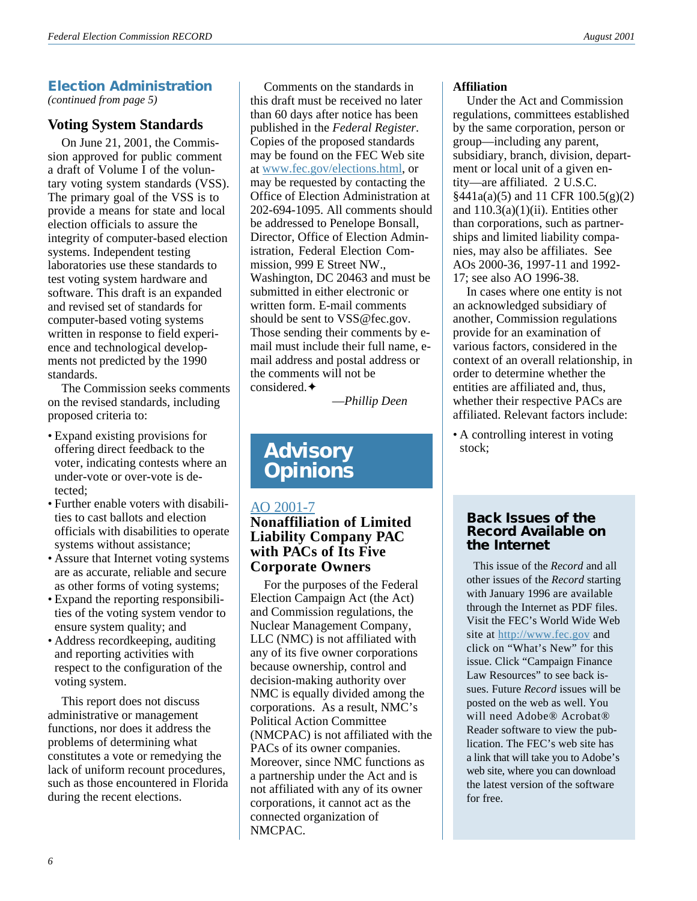## Election Administration

*(continued from page 5)*

### Voting System Standards

On June 21, 2001, the Commission approved for public comment a draft of Volume I of the voluntary voting system standards (VSS). The primary goal of the VSS is to provide a means for state and local election officials to assure the integrity of computer-based election systems. Independent testing laboratories use these standards to test voting system hardware and software. This draft is an expanded and revised set of standards for computer-based voting systems written in response to field experience and technological developments not predicted by the 1990 standards.

The Commission seeks comments on the revised standards, including proposed criteria to:

- Expand existing provisions for offering direct feedback to the voter, indicating contests where an under-vote or over-vote is detected;
- Further enable voters with disabilities to cast ballots and election officials with disabilities to operate systems without assistance;
- Assure that Internet voting systems are as accurate, reliable and secure as other forms of voting systems;
- Expand the reporting responsibilities of the voting system vendor to ensure system quality; and
- Address recordkeeping, auditing and reporting activities with respect to the configuration of the voting system.

This report does not discuss administrative or management functions, nor does it address the problems of determining what constitutes a vote or remedying the lack of uniform recount procedures, such as those encountered in Florida during the recent elections.

Comments on the standards in this draft must be received no later than 60 days after notice has been published in the *Federal Register*. Copies of the proposed standards may be found on the FEC Web site at www.fec.gov/elections.html, or may be requested by contacting the Office of Election Administration at 202-694-1095. All comments should be addressed to Penelope Bonsall, Director, Office of Election Administration, Federal Election Commission, 999 E Street NW., Washington, DC 20463 and must be submitted in either electronic or written form. E-mail comments should be sent to VSS@fec.gov. Those sending their comments by e-mail must include their full name, e-mail address and postal address or the comments will not be considered.✦

—*Phillip Deen*

## Advisory Opinions

### AO 2001-7
### Nonaffiliation of Limited Liability Company PAC with PACs of Its Five Corporate Owners

For the purposes of the Federal Election Campaign Act (the Act) and Commission regulations, the Nuclear Management Company, LLC (NMC) is not affiliated with any of its five owner corporations because ownership, control and decision-making authority over NMC is equally divided among the corporations. As a result, NMC's Political Action Committee (NMCPAC) is not affiliated with the PACs of its owner companies. Moreover, since NMC functions as a partnership under the Act and is not affiliated with any of its owner corporations, it cannot act as the connected organization of NMCPAC.

**Affiliation**

Under the Act and Commission regulations, committees established by the same corporation, person or group—including any parent, subsidiary, branch, division, department or local unit of a given entity—are affiliated. 2 U.S.C. §441a(a)(5) and 11 CFR 100.5(g)(2) and 110.3(a)(1)(ii). Entities other than corporations, such as partnerships and limited liability companies, may also be affiliates. See AOs 2000-36, 1997-11 and 1992-17; see also AO 1996-38.

In cases where one entity is not an acknowledged subsidiary of another, Commission regulations provide for an examination of various factors, considered in the context of an overall relationship, in order to determine whether the entities are affiliated and, thus, whether their respective PACs are affiliated. Relevant factors include:

- A controlling interest in voting stock;

### Back Issues of the Record Available on the Internet

This issue of the *Record* and all other issues of the *Record* starting with January 1996 are available through the Internet as PDF files. Visit the FEC's World Wide Web site at http://www.fec.gov and click on "What's New" for this issue. Click "Campaign Finance Law Resources" to see back issues. Future *Record* issues will be posted on the web as well. You will need Adobe® Acrobat® Reader software to view the publication. The FEC's web site has a link that will take you to Adobe's web site, where you can download the latest version of the software for free.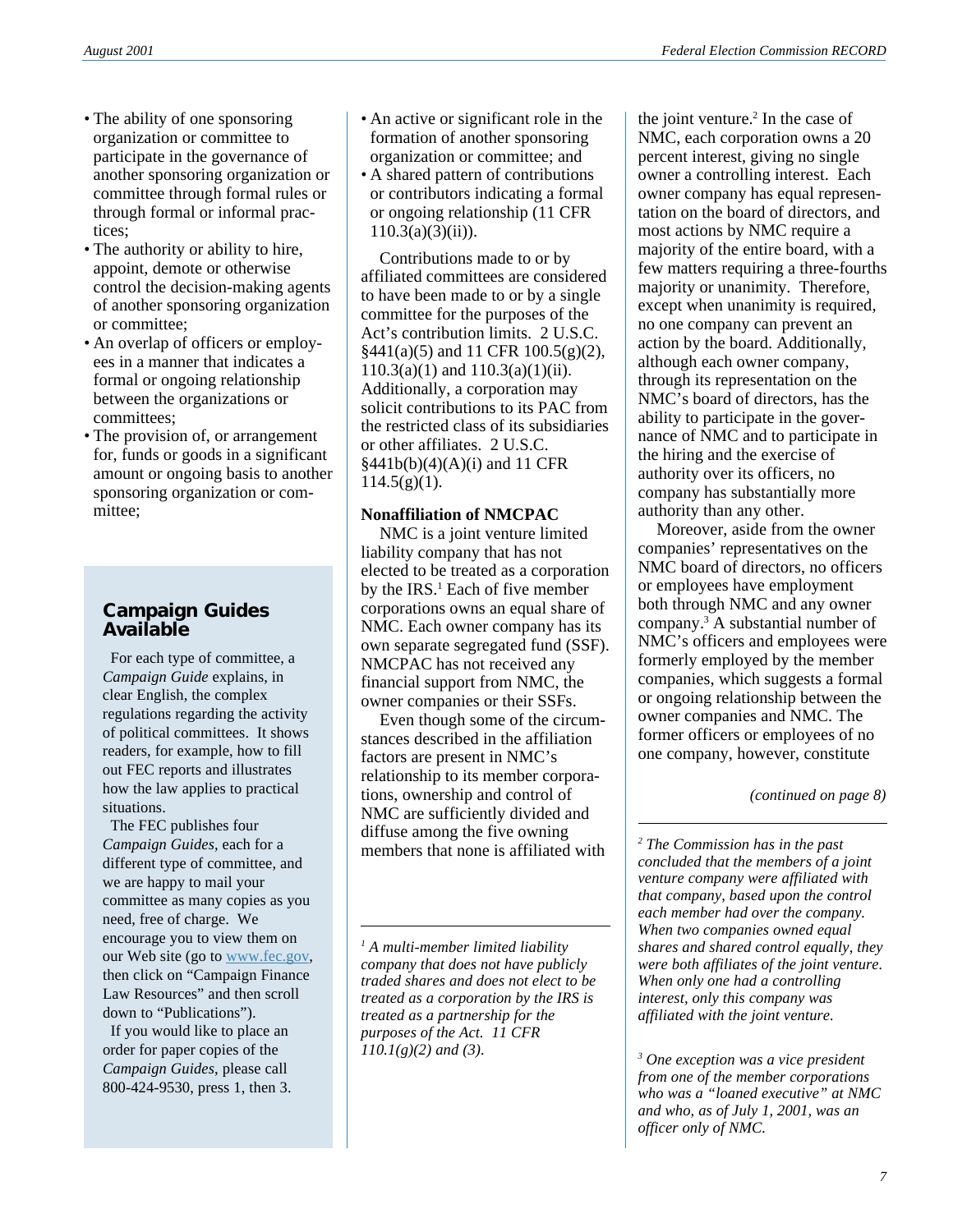- The ability of one sponsoring organization or committee to participate in the governance of another sponsoring organization or committee through formal rules or through formal or informal practices;
- The authority or ability to hire, appoint, demote or otherwise control the decision-making agents of another sponsoring organization or committee;
- An overlap of officers or employees in a manner that indicates a formal or ongoing relationship between the organizations or committees;
- The provision of, or arrangement for, funds or goods in a significant amount or ongoing basis to another sponsoring organization or committee;
- An active or significant role in the formation of another sponsoring organization or committee; and
- A shared pattern of contributions or contributors indicating a formal or ongoing relationship (11 CFR 110.3(a)(3)(ii)).

Contributions made to or by affiliated committees are considered to have been made to or by a single committee for the purposes of the Act's contribution limits. 2 U.S.C. §441(a)(5) and 11 CFR 100.5(g)(2), 110.3(a)(1) and 110.3(a)(1)(ii). Additionally, a corporation may solicit contributions to its PAC from the restricted class of its subsidiaries or other affiliates. 2 U.S.C. §441b(b)(4)(A)(i) and 11 CFR 114.5(g)(1).

**Nonaffiliation of NMCPAC**

NMC is a joint venture limited liability company that has not elected to be treated as a corporation by the IRS.[1] Each of five member corporations owns an equal share of NMC. Each owner company has its own separate segregated fund (SSF). NMCPAC has not received any financial support from NMC, the owner companies or their SSFs.

Even though some of the circumstances described in the affiliation factors are present in NMC's relationship to its member corporations, ownership and control of NMC are sufficiently divided and diffuse among the five owning members that none is affiliated with the joint venture.[2] In the case of NMC, each corporation owns a 20 percent interest, giving no single owner a controlling interest. Each owner company has equal representation on the board of directors, and most actions by NMC require a majority of the entire board, with a few matters requiring a three-fourths majority or unanimity. Therefore, except when unanimity is required, no one company can prevent an action by the board. Additionally, although each owner company, through its representation on the NMC's board of directors, has the ability to participate in the governance of NMC and to participate in the hiring and the exercise of authority over its officers, no company has substantially more authority than any other.

Moreover, aside from the owner companies' representatives on the NMC board of directors, no officers or employees have employment both through NMC and any owner company.[3] A substantial number of NMC's officers and employees were formerly employed by the member companies, which suggests a formal or ongoing relationship between the owner companies and NMC. The former officers or employees of no one company, however, constitute

*(continued on page 8)*

*[1] A multi-member limited liability company that does not have publicly traded shares and does not elect to be treated as a corporation by the IRS is treated as a partnership for the purposes of the Act. 11 CFR 110.1(g)(2) and (3).*

*[2] The Commission has in the past concluded that the members of a joint venture company were affiliated with that company, based upon the control each member had over the company. When two companies owned equal shares and shared control equally, they were both affiliates of the joint venture. When only one had a controlling interest, only this company was affiliated with the joint venture.*

*[3] One exception was a vice president from one of the member corporations who was a "loaned executive" at NMC and who, as of July 1, 2001, was an officer only of NMC.*

## Campaign Guides Available

For each type of committee, a *Campaign Guide* explains, in clear English, the complex regulations regarding the activity of political committees. It shows readers, for example, how to fill out FEC reports and illustrates how the law applies to practical situations.

The FEC publishes four *Campaign Guides*, each for a different type of committee, and we are happy to mail your committee as many copies as you need, free of charge. We encourage you to view them on our Web site (go to www.fec.gov, then click on "Campaign Finance Law Resources" and then scroll down to "Publications").

If you would like to place an order for paper copies of the *Campaign Guides*, please call 800-424-9530, press 1, then 3.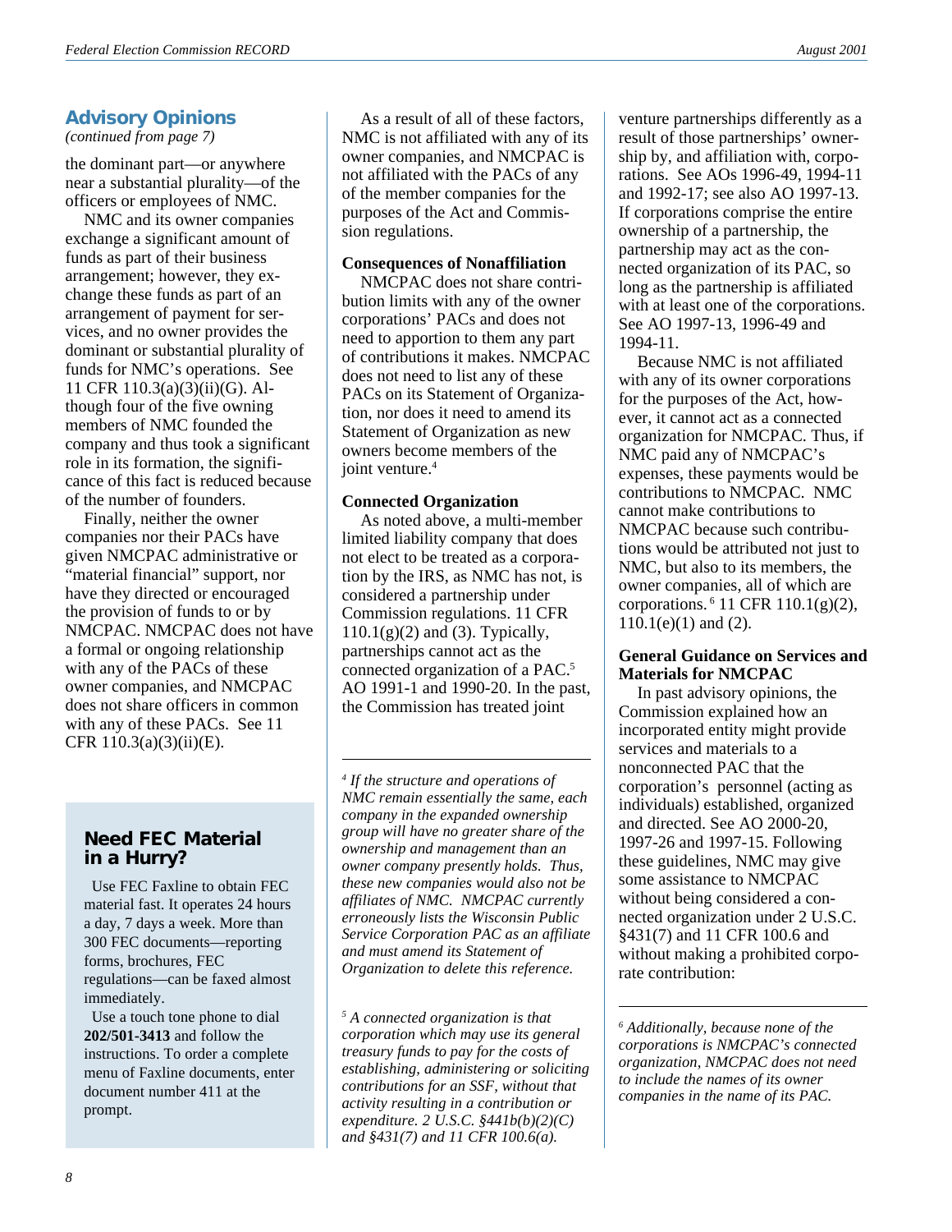## Advisory Opinions

*(continued from page 7)*

the dominant part—or anywhere near a substantial plurality—of the officers or employees of NMC.

NMC and its owner companies exchange a significant amount of funds as part of their business arrangement; however, they exchange these funds as part of an arrangement of payment for services, and no owner provides the dominant or substantial plurality of funds for NMC's operations. See 11 CFR 110.3(a)(3)(ii)(G). Although four of the five owning members of NMC founded the company and thus took a significant role in its formation, the significance of this fact is reduced because of the number of founders.

Finally, neither the owner companies nor their PACs have given NMCPAC administrative or "material financial" support, nor have they directed or encouraged the provision of funds to or by NMCPAC. NMCPAC does not have a formal or ongoing relationship with any of the PACs of these owner companies, and NMCPAC does not share officers in common with any of these PACs. See 11 CFR 110.3(a)(3)(ii)(E).

As a result of all of these factors, NMC is not affiliated with any of its owner companies, and NMCPAC is not affiliated with the PACs of any of the member companies for the purposes of the Act and Commission regulations.

**Consequences of Nonaffiliation**

NMCPAC does not share contribution limits with any of the owner corporations' PACs and does not need to apportion to them any part of contributions it makes. NMCPAC does not need to list any of these PACs on its Statement of Organization, nor does it need to amend its Statement of Organization as new owners become members of the joint venture.[4]

**Connected Organization**

As noted above, a multi-member limited liability company that does not elect to be treated as a corporation by the IRS, as NMC has not, is considered a partnership under Commission regulations. 11 CFR 110.1(g)(2) and (3). Typically, partnerships cannot act as the connected organization of a PAC.[5] AO 1991-1 and 1990-20. In the past, the Commission has treated joint venture partnerships differently as a result of those partnerships' ownership by, and affiliation with, corporations. See AOs 1996-49, 1994-11 and 1992-17; see also AO 1997-13. If corporations comprise the entire ownership of a partnership, the partnership may act as the connected organization of its PAC, so long as the partnership is affiliated with at least one of the corporations. See AO 1997-13, 1996-49 and 1994-11.

Because NMC is not affiliated with any of its owner corporations for the purposes of the Act, however, it cannot act as a connected organization for NMCPAC. Thus, if NMC paid any of NMCPAC's expenses, these payments would be contributions to NMCPAC. NMC cannot make contributions to NMCPAC because such contributions would be attributed not just to NMC, but also to its members, the owner companies, all of which are corporations.[6] 11 CFR 110.1(g)(2), 110.1(e)(1) and (2).

**General Guidance on Services and Materials for NMCPAC**

In past advisory opinions, the Commission explained how an incorporated entity might provide services and materials to a nonconnected PAC that the corporation's personnel (acting as individuals) established, organized and directed. See AO 2000-20, 1997-26 and 1997-15. Following these guidelines, NMC may give some assistance to NMCPAC without being considered a connected organization under 2 U.S.C. §431(7) and 11 CFR 100.6 and without making a prohibited corporate contribution:

---

[4] *If the structure and operations of NMC remain essentially the same, each company in the expanded ownership group will have no greater share of the ownership and management than an owner company presently holds. Thus, these new companies would also not be affiliates of NMC. NMCPAC currently erroneously lists the Wisconsin Public Service Corporation PAC as an affiliate and must amend its Statement of Organization to delete this reference.*

[5] *A connected organization is that corporation which may use its general treasury funds to pay for the costs of establishing, administering or soliciting contributions for an SSF, without that activity resulting in a contribution or expenditure. 2 U.S.C. §441b(b)(2)(C) and §431(7) and 11 CFR 100.6(a).*

[6] *Additionally, because none of the corporations is NMCPAC's connected organization, NMCPAC does not need to include the names of its owner companies in the name of its PAC.*

---

### Need FEC Material in a Hurry?

Use FEC Faxline to obtain FEC material fast. It operates 24 hours a day, 7 days a week. More than 300 FEC documents—reporting forms, brochures, FEC regulations—can be faxed almost immediately.

Use a touch tone phone to dial **202/501-3413** and follow the instructions. To order a complete menu of Faxline documents, enter document number 411 at the prompt.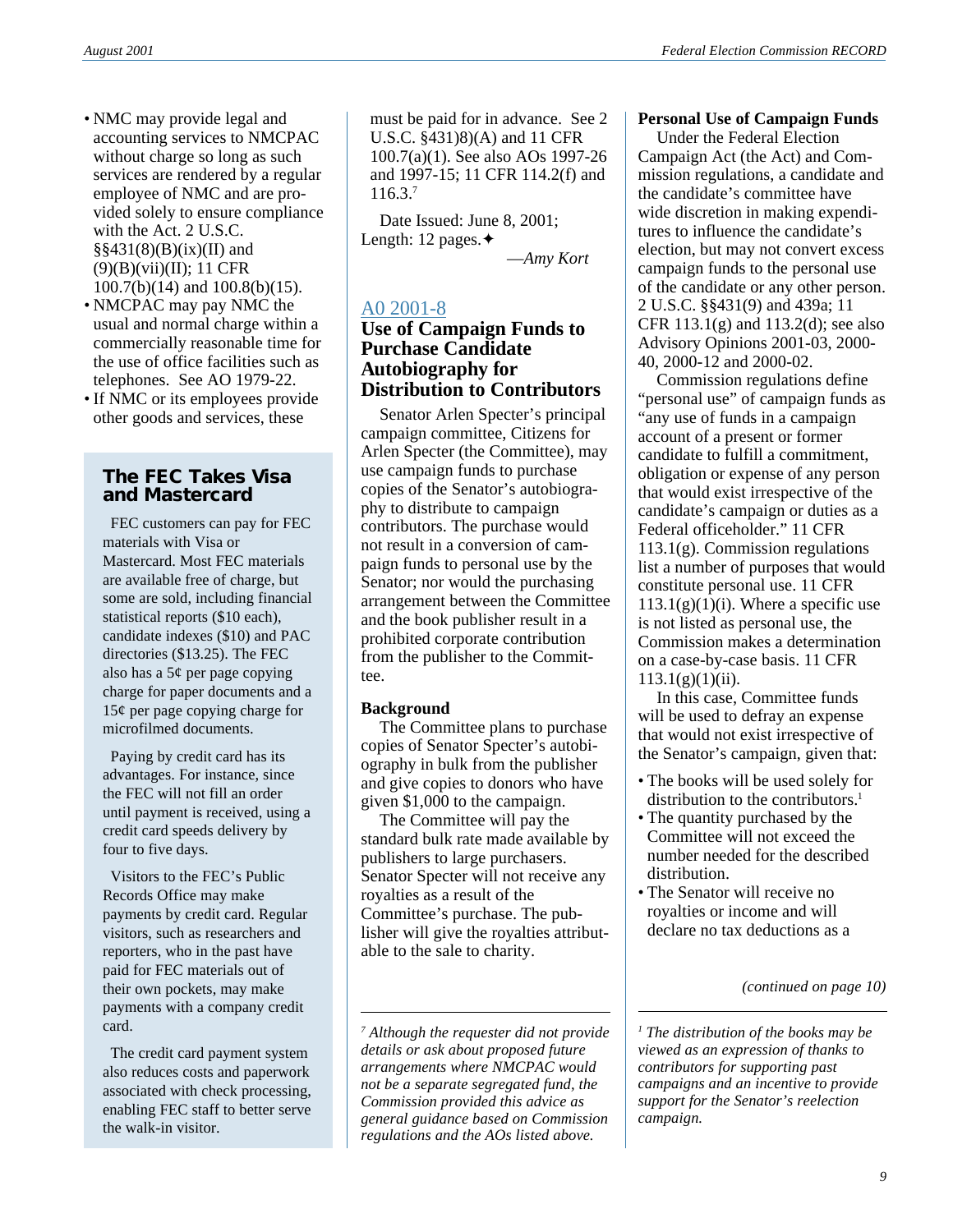- NMC may provide legal and accounting services to NMCPAC without charge so long as such services are rendered by a regular employee of NMC and are provided solely to ensure compliance with the Act. 2 U.S.C. §§431(8)(B)(ix)(II) and (9)(B)(vii)(II); 11 CFR 100.7(b)(14) and 100.8(b)(15).
- NMCPAC may pay NMC the usual and normal charge within a commercially reasonable time for the use of office facilities such as telephones. See AO 1979-22.
- If NMC or its employees provide other goods and services, these must be paid for in advance. See 2 U.S.C. §431)8)(A) and 11 CFR 100.7(a)(1). See also AOs 1997-26 and 1997-15; 11 CFR 114.2(f) and 116.3.[7]

Date Issued: June 8, 2001; Length: 12 pages.✦

—*Amy Kort*

[7] *Although the requester did not provide details or ask about proposed future arrangements where NMCPAC would not be a separate segregated fund, the Commission provided this advice as general guidance based on Commission regulations and the AOs listed above.*

## The FEC Takes Visa and Mastercard

FEC customers can pay for FEC materials with Visa or Mastercard. Most FEC materials are available free of charge, but some are sold, including financial statistical reports ($10 each), candidate indexes ($10) and PAC directories ($13.25). The FEC also has a 5¢ per page copying charge for paper documents and a 15¢ per page copying charge for microfilmed documents.

Paying by credit card has its advantages. For instance, since the FEC will not fill an order until payment is received, using a credit card speeds delivery by four to five days.

Visitors to the FEC's Public Records Office may make payments by credit card. Regular visitors, such as researchers and reporters, who in the past have paid for FEC materials out of their own pockets, may make payments with a company credit card.

The credit card payment system also reduces costs and paperwork associated with check processing, enabling FEC staff to better serve the walk-in visitor.

A0 2001-8

## Use of Campaign Funds to Purchase Candidate Autobiography for Distribution to Contributors

Senator Arlen Specter's principal campaign committee, Citizens for Arlen Specter (the Committee), may use campaign funds to purchase copies of the Senator's autobiography to distribute to campaign contributors. The purchase would not result in a conversion of campaign funds to personal use by the Senator; nor would the purchasing arrangement between the Committee and the book publisher result in a prohibited corporate contribution from the publisher to the Committee.

**Background**

The Committee plans to purchase copies of Senator Specter's autobiography in bulk from the publisher and give copies to donors who have given $1,000 to the campaign.

The Committee will pay the standard bulk rate made available by publishers to large purchasers. Senator Specter will not receive any royalties as a result of the Committee's purchase. The publisher will give the royalties attributable to the sale to charity.

**Personal Use of Campaign Funds**

Under the Federal Election Campaign Act (the Act) and Commission regulations, a candidate and the candidate's committee have wide discretion in making expenditures to influence the candidate's election, but may not convert excess campaign funds to the personal use of the candidate or any other person. 2 U.S.C. §§431(9) and 439a; 11 CFR 113.1(g) and 113.2(d); see also Advisory Opinions 2001-03, 2000-40, 2000-12 and 2000-02.

Commission regulations define "personal use" of campaign funds as "any use of funds in a campaign account of a present or former candidate to fulfill a commitment, obligation or expense of any person that would exist irrespective of the candidate's campaign or duties as a Federal officeholder." 11 CFR 113.1(g). Commission regulations list a number of purposes that would constitute personal use. 11 CFR 113.1(g)(1)(i). Where a specific use is not listed as personal use, the Commission makes a determination on a case-by-case basis. 11 CFR 113.1(g)(1)(ii).

In this case, Committee funds will be used to defray an expense that would not exist irrespective of the Senator's campaign, given that:

- The books will be used solely for distribution to the contributors.[1]
- The quantity purchased by the Committee will not exceed the number needed for the described distribution.
- The Senator will receive no royalties or income and will declare no tax deductions as a

*(continued on page 10)*

[1] *The distribution of the books may be viewed as an expression of thanks to contributors for supporting past campaigns and an incentive to provide support for the Senator's reelection campaign.*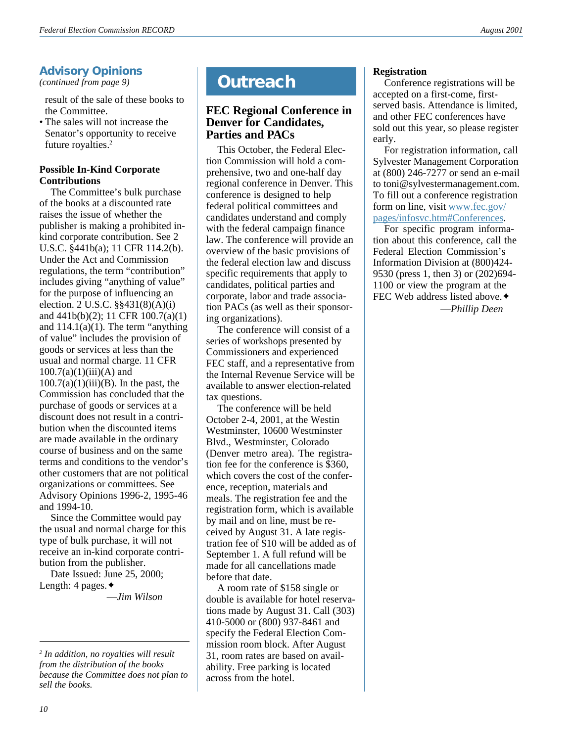## Advisory Opinions

*(continued from page 9)*

result of the sale of these books to the Committee.

- The sales will not increase the Senator's opportunity to receive future royalties.[2]

### Possible In-Kind Corporate Contributions

The Committee's bulk purchase of the books at a discounted rate raises the issue of whether the publisher is making a prohibited in-kind corporate contribution. See 2 U.S.C. §441b(a); 11 CFR 114.2(b). Under the Act and Commission regulations, the term "contribution" includes giving "anything of value" for the purpose of influencing an election. 2 U.S.C. §§431(8)(A)(i) and 441b(b)(2); 11 CFR 100.7(a)(1) and 114.1(a)(1). The term "anything of value" includes the provision of goods or services at less than the usual and normal charge. 11 CFR 100.7(a)(1)(iii)(A) and 100.7(a)(1)(iii)(B). In the past, the Commission has concluded that the purchase of goods or services at a discount does not result in a contribution when the discounted items are made available in the ordinary course of business and on the same terms and conditions to the vendor's other customers that are not political organizations or committees. See Advisory Opinions 1996-2, 1995-46 and 1994-10.

Since the Committee would pay the usual and normal charge for this type of bulk purchase, it will not receive an in-kind corporate contribution from the publisher.

Date Issued: June 25, 2000; Length: 4 pages.✦

—*Jim Wilson*

[2] *In addition, no royalties will result from the distribution of the books because the Committee does not plan to sell the books.*

## Outreach

### FEC Regional Conference in Denver for Candidates, Parties and PACs

This October, the Federal Election Commission will hold a comprehensive, two and one-half day regional conference in Denver. This conference is designed to help federal political committees and candidates understand and comply with the federal campaign finance law. The conference will provide an overview of the basic provisions of the federal election law and discuss specific requirements that apply to candidates, political parties and corporate, labor and trade association PACs (as well as their sponsoring organizations).

The conference will consist of a series of workshops presented by Commissioners and experienced FEC staff, and a representative from the Internal Revenue Service will be available to answer election-related tax questions.

The conference will be held October 2-4, 2001, at the Westin Westminster, 10600 Westminster Blvd., Westminster, Colorado (Denver metro area). The registration fee for the conference is $360, which covers the cost of the conference, reception, materials and meals. The registration fee and the registration form, which is available by mail and on line, must be received by August 31. A late registration fee of $10 will be added as of September 1. A full refund will be made for all cancellations made before that date.

A room rate of $158 single or double is available for hotel reservations made by August 31. Call (303) 410-5000 or (800) 937-8461 and specify the Federal Election Commission room block. After August 31, room rates are based on availability. Free parking is located across from the hotel.

#### Registration

Conference registrations will be accepted on a first-come, first-served basis. Attendance is limited, and other FEC conferences have sold out this year, so please register early.

For registration information, call Sylvester Management Corporation at (800) 246-7277 or send an e-mail to toni@sylvestermanagement.com. To fill out a conference registration form on line, visit www.fec.gov/pages/infosvc.htm#Conferences.

For specific program information about this conference, call the Federal Election Commission's Information Division at (800)424-9530 (press 1, then 3) or (202)694-1100 or view the program at the FEC Web address listed above.✦

—*Phillip Deen*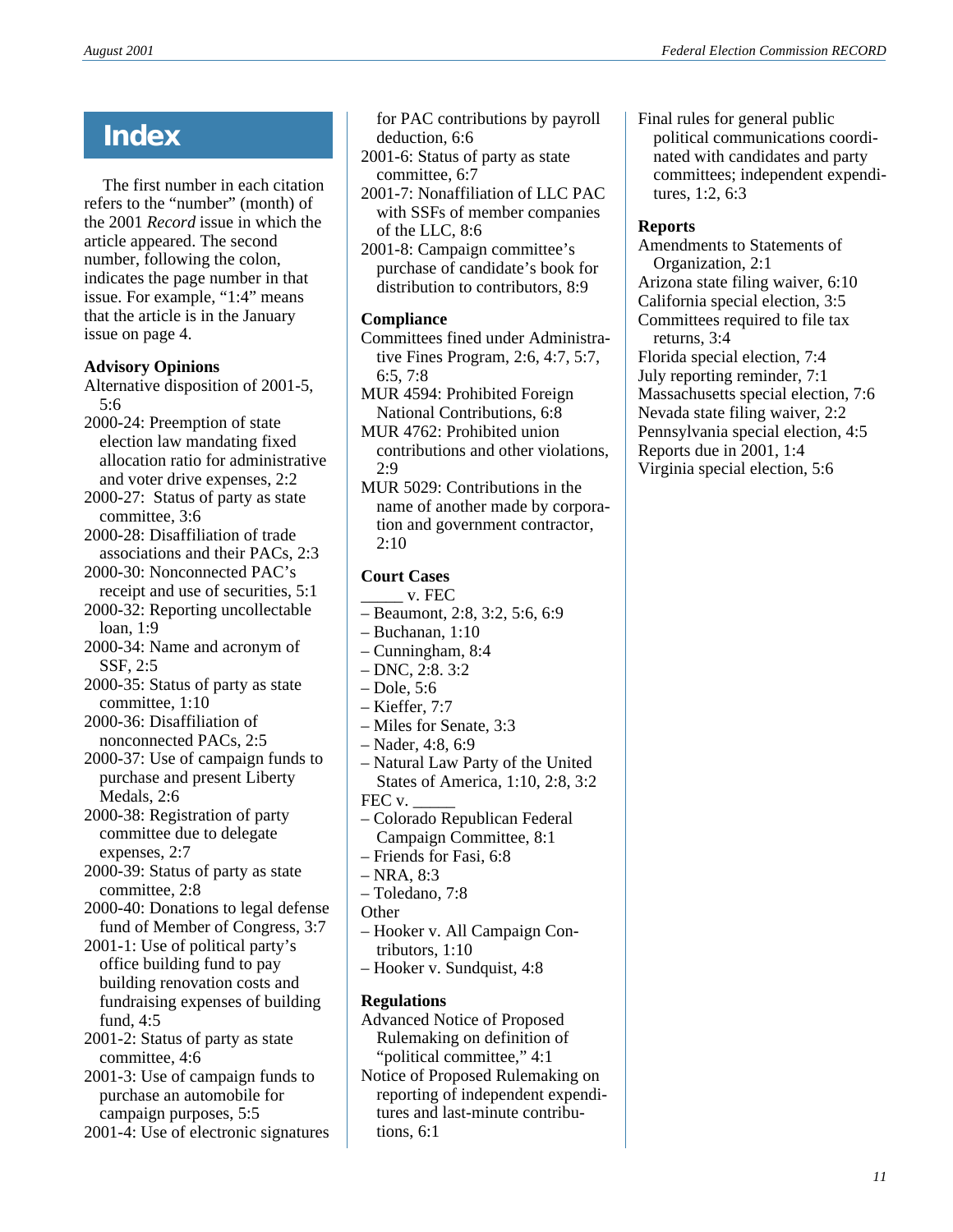# Index

The first number in each citation refers to the "number" (month) of the 2001 *Record* issue in which the article appeared. The second number, following the colon, indicates the page number in that issue. For example, "1:4" means that the article is in the January issue on page 4.

**Advisory Opinions**

Alternative disposition of 2001-5, 5:6
2000-24: Preemption of state election law mandating fixed allocation ratio for administrative and voter drive expenses, 2:2
2000-27: Status of party as state committee, 3:6
2000-28: Disaffiliation of trade associations and their PACs, 2:3
2000-30: Nonconnected PAC's receipt and use of securities, 5:1
2000-32: Reporting uncollectable loan, 1:9
2000-34: Name and acronym of SSF, 2:5
2000-35: Status of party as state committee, 1:10
2000-36: Disaffiliation of nonconnected PACs, 2:5
2000-37: Use of campaign funds to purchase and present Liberty Medals, 2:6
2000-38: Registration of party committee due to delegate expenses, 2:7
2000-39: Status of party as state committee, 2:8
2000-40: Donations to legal defense fund of Member of Congress, 3:7
2001-1: Use of political party's office building fund to pay building renovation costs and fundraising expenses of building fund, 4:5
2001-2: Status of party as state committee, 4:6
2001-3: Use of campaign funds to purchase an automobile for campaign purposes, 5:5
2001-4: Use of electronic signatures for PAC contributions by payroll deduction, 6:6
2001-6: Status of party as state committee, 6:7
2001-7: Nonaffiliation of LLC PAC with SSFs of member companies of the LLC, 8:6
2001-8: Campaign committee's purchase of candidate's book for distribution to contributors, 8:9

**Compliance**

Committees fined under Administrative Fines Program, 2:6, 4:7, 5:7, 6:5, 7:8
MUR 4594: Prohibited Foreign National Contributions, 6:8
MUR 4762: Prohibited union contributions and other violations, 2:9
MUR 5029: Contributions in the name of another made by corporation and government contractor, 2:10

**Court Cases**

_____ v. FEC
– Beaumont, 2:8, 3:2, 5:6, 6:9
– Buchanan, 1:10
– Cunningham, 8:4
– DNC, 2:8. 3:2
– Dole, 5:6
– Kieffer, 7:7
– Miles for Senate, 3:3
– Nader, 4:8, 6:9
– Natural Law Party of the United States of America, 1:10, 2:8, 3:2

FEC v. _____
– Colorado Republican Federal Campaign Committee, 8:1
– Friends for Fasi, 6:8
– NRA, 8:3
– Toledano, 7:8

Other
– Hooker v. All Campaign Contributors, 1:10
– Hooker v. Sundquist, 4:8

**Regulations**

Advanced Notice of Proposed Rulemaking on definition of "political committee," 4:1
Notice of Proposed Rulemaking on reporting of independent expenditures and last-minute contributions, 6:1
Final rules for general public political communications coordinated with candidates and party committees; independent expenditures, 1:2, 6:3

**Reports**

Amendments to Statements of Organization, 2:1
Arizona state filing waiver, 6:10
California special election, 3:5
Committees required to file tax returns, 3:4
Florida special election, 7:4
July reporting reminder, 7:1
Massachusetts special election, 7:6
Nevada state filing waiver, 2:2
Pennsylvania special election, 4:5
Reports due in 2001, 1:4
Virginia special election, 5:6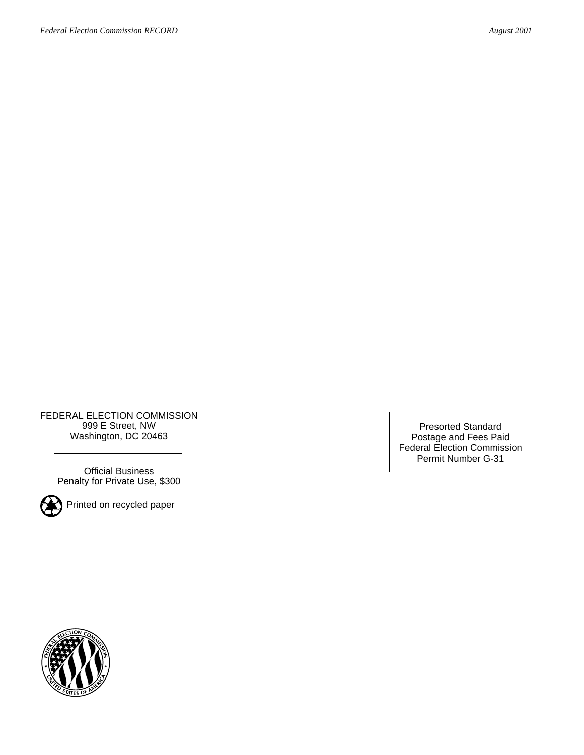FEDERAL ELECTION COMMISSION
999 E Street, NW
Washington, DC 20463

Official Business
Penalty for Private Use, $300

Printed on recycled paper

Presorted Standard
Postage and Fees Paid
Federal Election Commission
Permit Number G-31